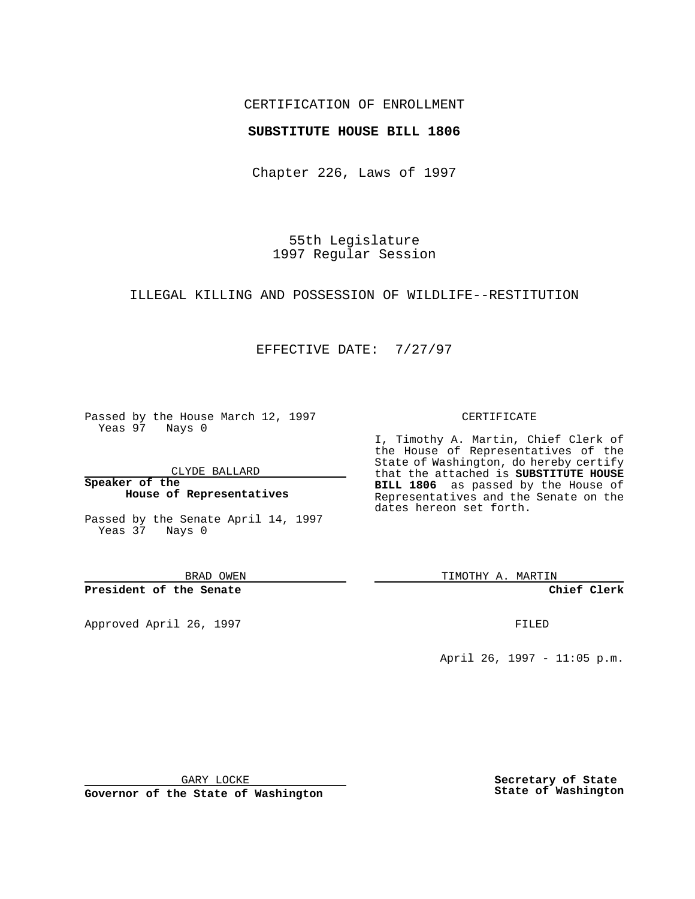CERTIFICATION OF ENROLLMENT

**SUBSTITUTE HOUSE BILL 1806**

Chapter 226, Laws of 1997

55th Legislature
1997 Regular Session

ILLEGAL KILLING AND POSSESSION OF WILDLIFE--RESTITUTION

EFFECTIVE DATE: 7/27/97

Passed by the House March 12, 1997
Yeas 97 Nays 0

CLYDE BALLARD

**Speaker of the House of Representatives**

Passed by the Senate April 14, 1997
Yeas 37 Nays 0

BRAD OWEN

**President of the Senate**

Approved April 26, 1997

GARY LOCKE

**Governor of the State of Washington**

CERTIFICATE

I, Timothy A. Martin, Chief Clerk of the House of Representatives of the State of Washington, do hereby certify that the attached is **SUBSTITUTE HOUSE BILL 1806** as passed by the House of Representatives and the Senate on the dates hereon set forth.

TIMOTHY A. MARTIN

**Chief Clerk**

FILED

April 26, 1997 - 11:05 p.m.

**Secretary of State**
**State of Washington**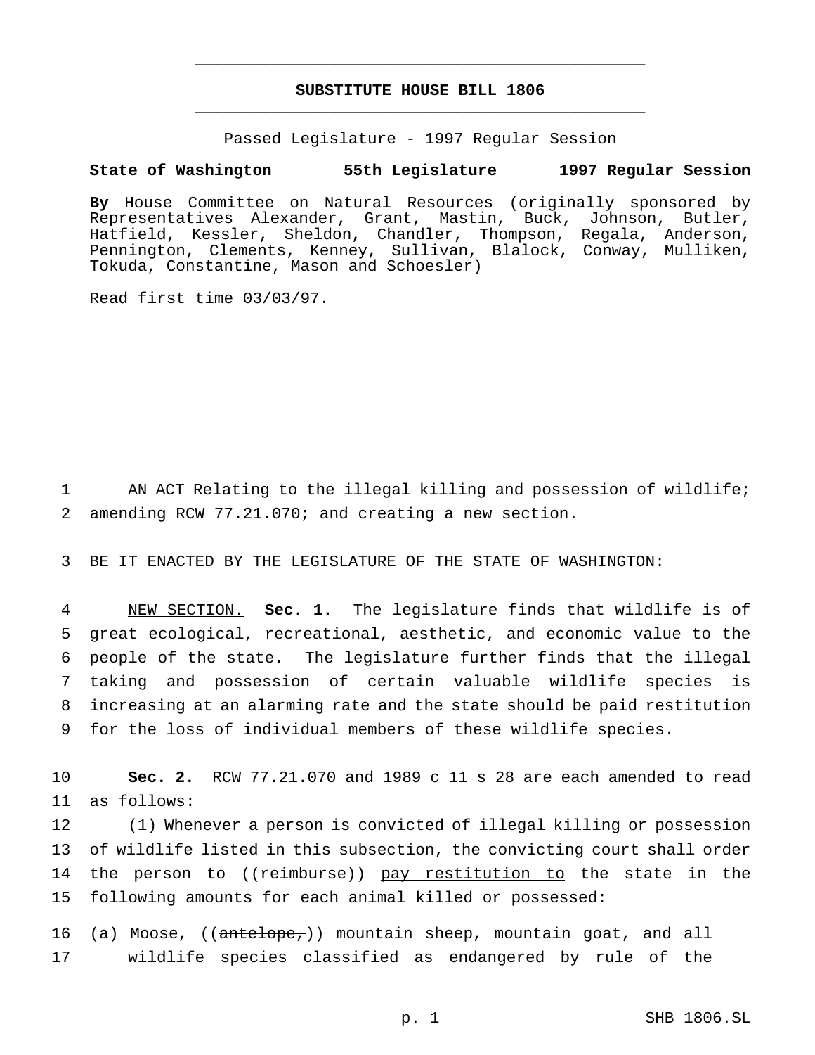**SUBSTITUTE HOUSE BILL 1806**

Passed Legislature - 1997 Regular Session

**State of Washington 55th Legislature 1997 Regular Session**

**By** House Committee on Natural Resources (originally sponsored by Representatives Alexander, Grant, Mastin, Buck, Johnson, Butler, Hatfield, Kessler, Sheldon, Chandler, Thompson, Regala, Anderson, Pennington, Clements, Kenney, Sullivan, Blalock, Conway, Mulliken, Tokuda, Constantine, Mason and Schoesler)

Read first time 03/03/97.

1 AN ACT Relating to the illegal killing and possession of wildlife;
2 amending RCW 77.21.070; and creating a new section.

3 BE IT ENACTED BY THE LEGISLATURE OF THE STATE OF WASHINGTON:

4 NEW SECTION. **Sec. 1.** The legislature finds that wildlife is of
5 great ecological, recreational, aesthetic, and economic value to the
6 people of the state. The legislature further finds that the illegal
7 taking and possession of certain valuable wildlife species is
8 increasing at an alarming rate and the state should be paid restitution
9 for the loss of individual members of these wildlife species.

10 **Sec. 2.** RCW 77.21.070 and 1989 c 11 s 28 are each amended to read
11 as follows:

12 (1) Whenever a person is convicted of illegal killing or possession
13 of wildlife listed in this subsection, the convicting court shall order
14 the person to ((~~reimburse~~)) pay restitution to the state in the
15 following amounts for each animal killed or possessed:

16 (a) Moose, ((~~antelope,~~)) mountain sheep, mountain goat, and all
17 wildlife species classified as endangered by rule of the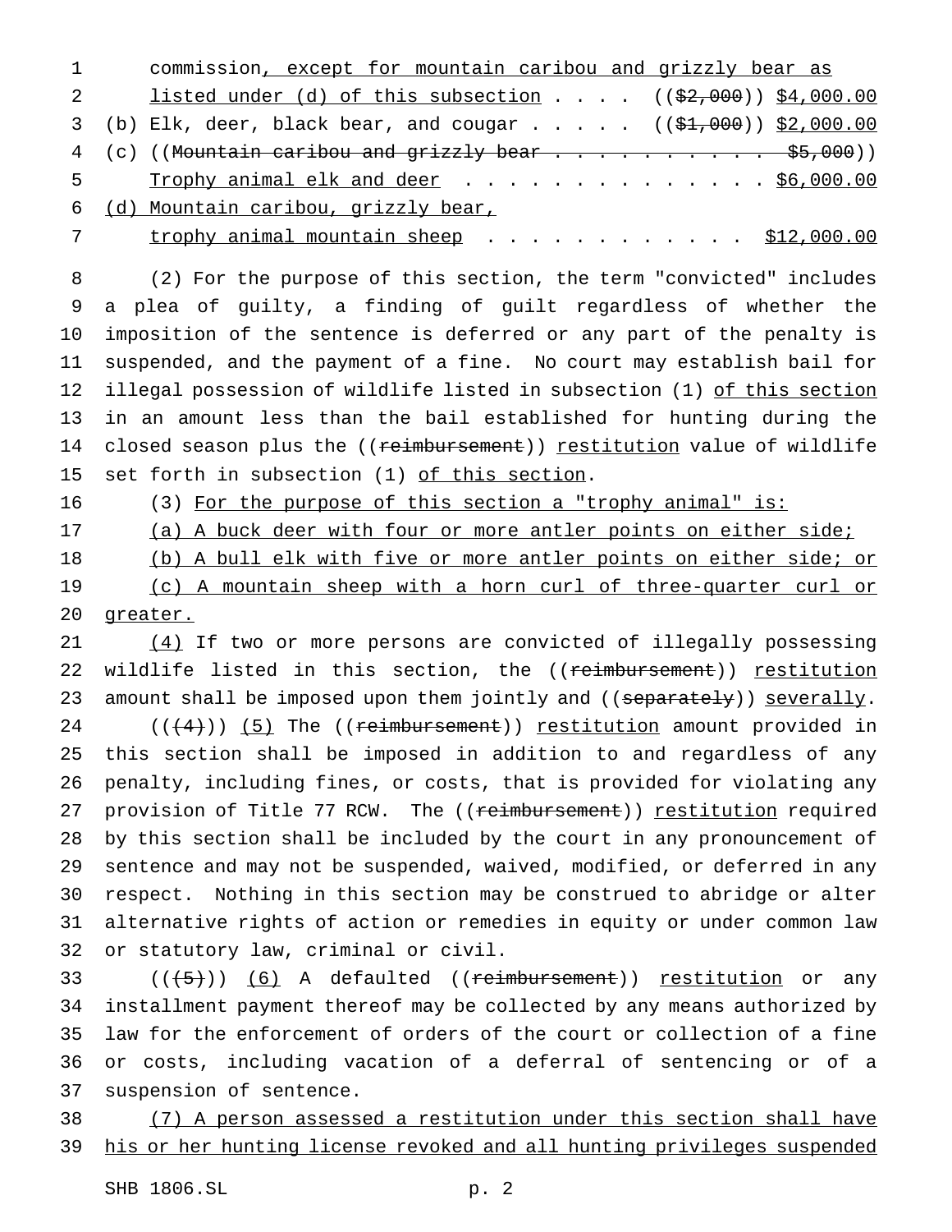commission, except for mountain caribou and grizzly bear as listed under (d) of this subsection . . . . (($2,000)) $4,000.00

(b) Elk, deer, black bear, and cougar . . . . . (($1,000)) $2,000.00

(c) ((Mountain caribou and grizzly bear . . . . . . . . . . . $5,000)) Trophy animal elk and deer . . . . . . . . . . . . . . . $6,000.00

(d) Mountain caribou, grizzly bear, trophy animal mountain sheep . . . . . . . . . . . . $12,000.00

(2) For the purpose of this section, the term "convicted" includes a plea of guilty, a finding of guilt regardless of whether the imposition of the sentence is deferred or any part of the penalty is suspended, and the payment of a fine. No court may establish bail for illegal possession of wildlife listed in subsection (1) of this section in an amount less than the bail established for hunting during the closed season plus the ((reimbursement)) restitution value of wildlife set forth in subsection (1) of this section.

(3) For the purpose of this section a "trophy animal" is:

(a) A buck deer with four or more antler points on either side;

(b) A bull elk with five or more antler points on either side; or

(c) A mountain sheep with a horn curl of three-quarter curl or greater.

(4) If two or more persons are convicted of illegally possessing wildlife listed in this section, the ((reimbursement)) restitution amount shall be imposed upon them jointly and ((separately)) severally.

(((4))) (5) The ((reimbursement)) restitution amount provided in this section shall be imposed in addition to and regardless of any penalty, including fines, or costs, that is provided for violating any provision of Title 77 RCW. The ((reimbursement)) restitution required by this section shall be included by the court in any pronouncement of sentence and may not be suspended, waived, modified, or deferred in any respect. Nothing in this section may be construed to abridge or alter alternative rights of action or remedies in equity or under common law or statutory law, criminal or civil.

(((5))) (6) A defaulted ((reimbursement)) restitution or any installment payment thereof may be collected by any means authorized by law for the enforcement of orders of the court or collection of a fine or costs, including vacation of a deferral of sentencing or of a suspension of sentence.

(7) A person assessed a restitution under this section shall have his or her hunting license revoked and all hunting privileges suspended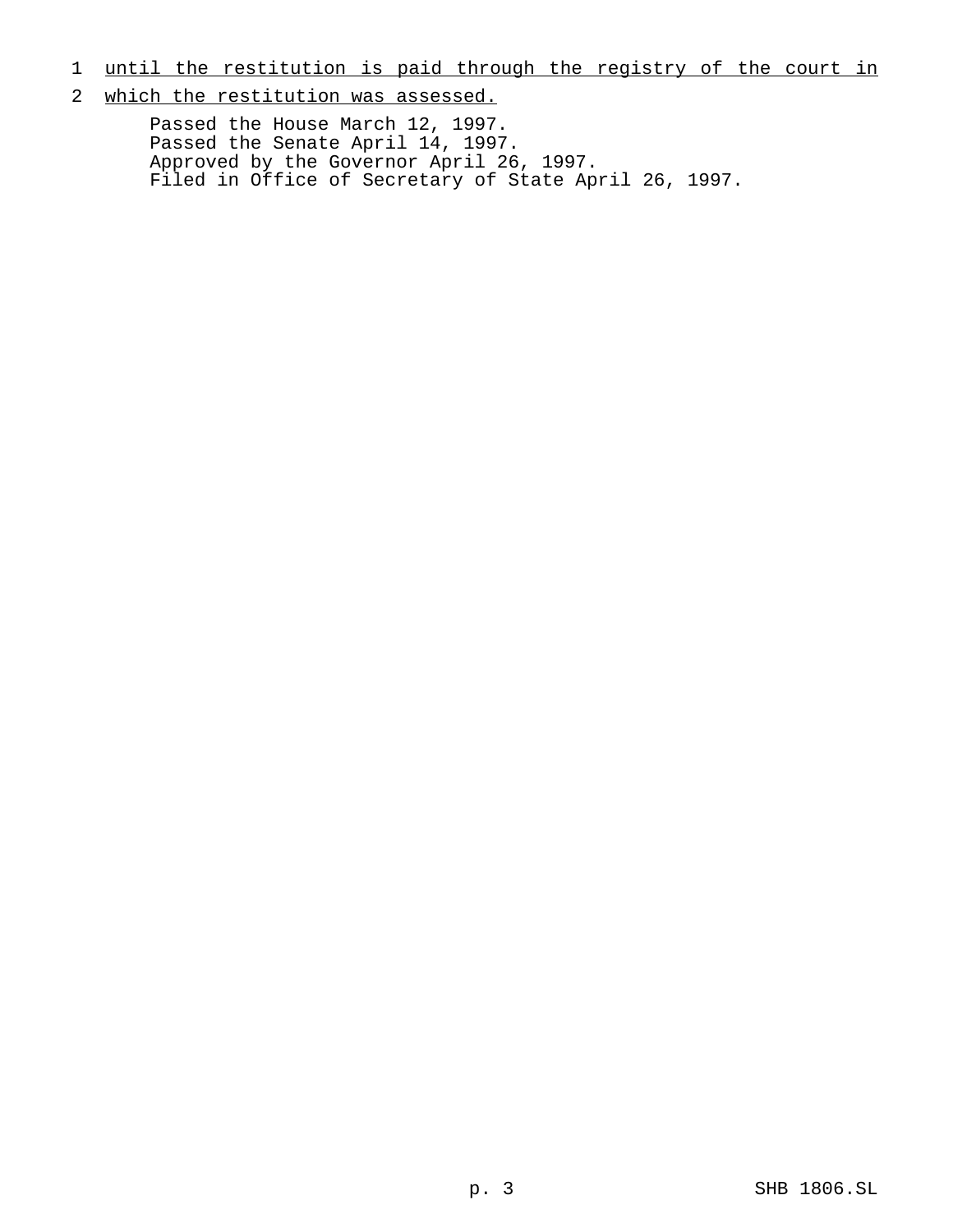<u>until the restitution is paid through the registry of the court in which the restitution was assessed.</u>

Passed the House March 12, 1997.
Passed the Senate April 14, 1997.
Approved by the Governor April 26, 1997.
Filed in Office of Secretary of State April 26, 1997.